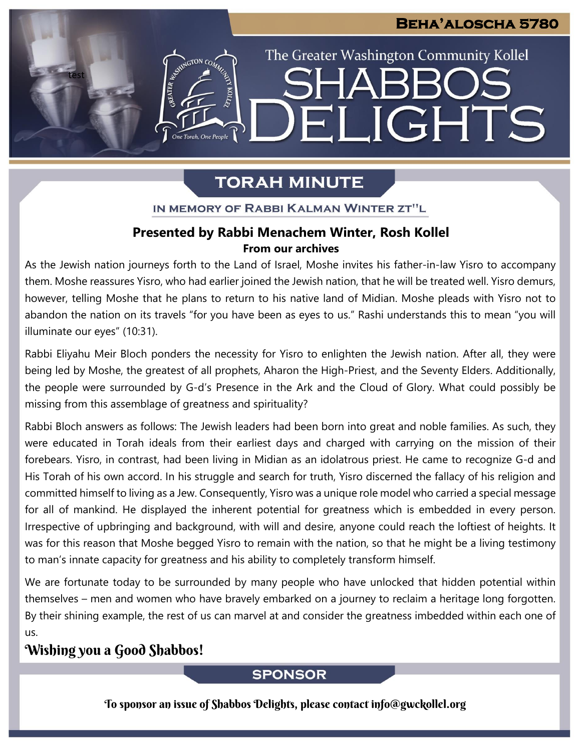# Beha'aloscha 5780

The Greater Washington Community Kollel

# Shabbos Delights

## Torah Minute

IN MEMORY OF RABBI KALMAN WINTER ZT"L

### Presented by Rabbi Menachem Winter, Rosh Kollel

**From our archives**

As the Jewish nation journeys forth to the Land of Israel, Moshe invites his father-in-law Yisro to accompany them. Moshe reassures Yisro, who had earlier joined the Jewish nation, that he will be treated well. Yisro demurs, however, telling Moshe that he plans to return to his native land of Midian. Moshe pleads with Yisro not to abandon the nation on its travels "for you have been as eyes to us." Rashi understands this to mean "you will illuminate our eyes" (10:31).

Rabbi Eliyahu Meir Bloch ponders the necessity for Yisro to enlighten the Jewish nation. After all, they were being led by Moshe, the greatest of all prophets, Aharon the High-Priest, and the Seventy Elders. Additionally, the people were surrounded by G-d's Presence in the Ark and the Cloud of Glory. What could possibly be missing from this assemblage of greatness and spirituality?

Rabbi Bloch answers as follows: The Jewish leaders had been born into great and noble families. As such, they were educated in Torah ideals from their earliest days and charged with carrying on the mission of their forebears. Yisro, in contrast, had been living in Midian as an idolatrous priest. He came to recognize G-d and His Torah of his own accord. In his struggle and search for truth, Yisro discerned the fallacy of his religion and committed himself to living as a Jew. Consequently, Yisro was a unique role model who carried a special message for all of mankind. He displayed the inherent potential for greatness which is embedded in every person. Irrespective of upbringing and background, with will and desire, anyone could reach the loftiest of heights. It was for this reason that Moshe begged Yisro to remain with the nation, so that he might be a living testimony to man's innate capacity for greatness and his ability to completely transform himself.

We are fortunate today to be surrounded by many people who have unlocked that hidden potential within themselves – men and women who have bravely embarked on a journey to reclaim a heritage long forgotten. By their shining example, the rest of us can marvel at and consider the greatness imbedded within each one of us.

**Wishing you a Good Shabbos!**

## Sponsor

To sponsor an issue of Shabbos Delights, please contact info@gwckollel.org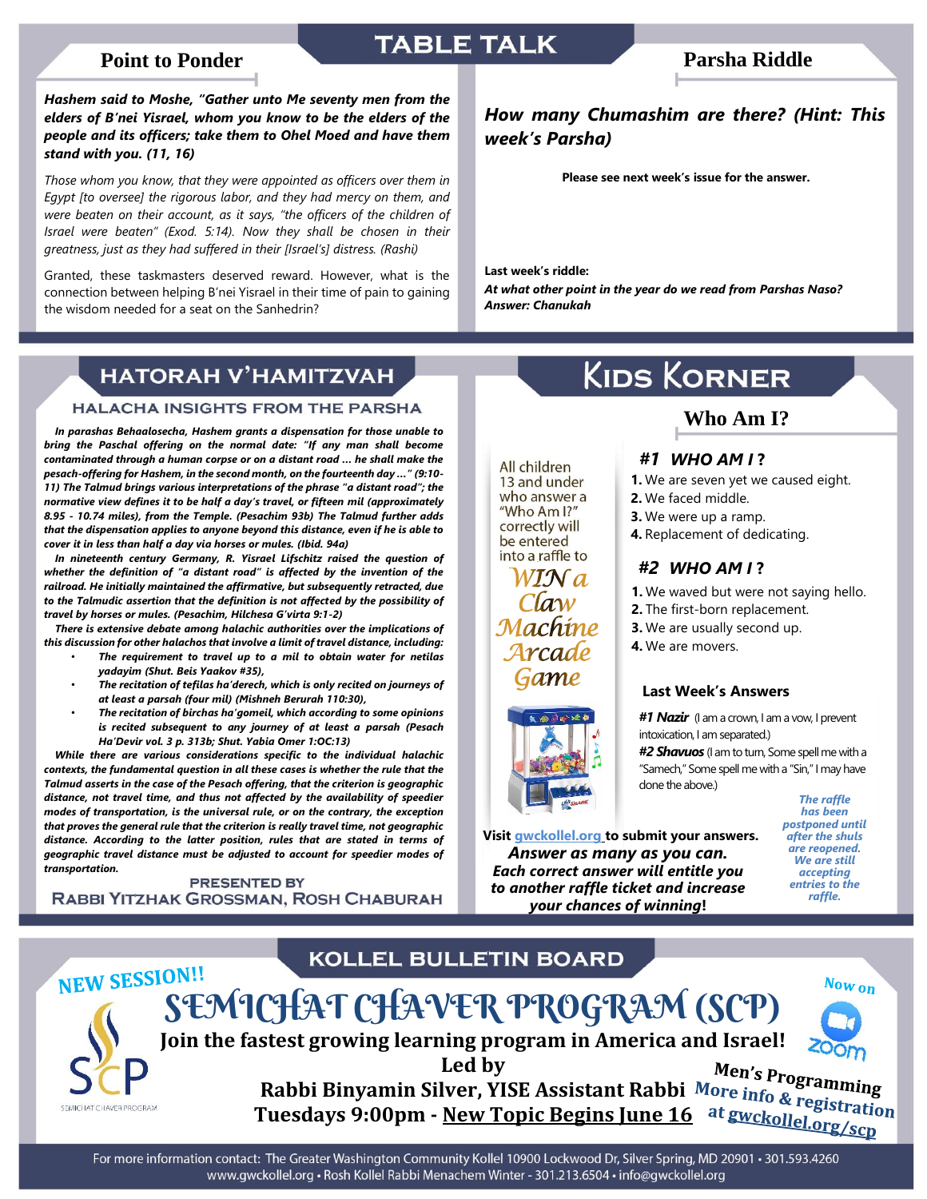# TABLE TALK

## Point to Ponder

***Hashem said to Moshe, "Gather unto Me seventy men from the elders of B'nei Yisrael, whom you know to be the elders of the people and its officers; take them to Ohel Moed and have them stand with you. (11, 16)***

*Those whom you know, that they were appointed as officers over them in Egypt [to oversee] the rigorous labor, and they had mercy on them, and were beaten on their account, as it says, "the officers of the children of Israel were beaten" (Exod. 5:14). Now they shall be chosen in their greatness, just as they had suffered in their [Israel's] distress. (Rashi)*

Granted, these taskmasters deserved reward. However, what is the connection between helping B'nei Yisrael in their time of pain to gaining the wisdom needed for a seat on the Sanhedrin?

## Parsha Riddle

***How many Chumashim are there? (Hint: This week's Parsha)***

**Please see next week's issue for the answer.**

**Last week's riddle:**

***At what other point in the year do we read from Parshas Naso?***
***Answer: Chanukah***

# HATORAH V'HAMITZVAH

## HALACHA INSIGHTS FROM THE PARSHA

***In parashas Behaalosecha, Hashem grants a dispensation for those unable to bring the Paschal offering on the normal date: "If any man shall become contaminated through a human corpse or on a distant road ... he shall make the pesach-offering for Hashem, in the second month, on the fourteenth day ..." (9:10-11) The Talmud brings various interpretations of the phrase "a distant road"; the normative view defines it to be half a day's travel, or fifteen mil (approximately 8.95 - 10.74 miles), from the Temple. (Pesachim 93b) The Talmud further adds that the dispensation applies to anyone beyond this distance, even if he is able to cover it in less than half a day via horses or mules. (Ibid. 94a)***

***In nineteenth century Germany, R. Yisrael Lifschitz raised the question of whether the definition of "a distant road" is affected by the invention of the railroad. He initially maintained the affirmative, but subsequently retracted, due to the Talmudic assertion that the definition is not affected by the possibility of travel by horses or mules. (Pesachim, Hilchesa G'virta 9:1-2)***

***There is extensive debate among halachic authorities over the implications of this discussion for other halachos that involve a limit of travel distance, including:***

- ***The requirement to travel up to a mil to obtain water for netilas yadayim (Shut. Beis Yaakov #35),***
- ***The recitation of tefilas ha'derech, which is only recited on journeys of at least a parsah (four mil) (Mishneh Berurah 110:30),***
- ***The recitation of birchas ha'gomeil, which according to some opinions is recited subsequent to any journey of at least a parsah (Pesach Ha'Devir vol. 3 p. 313b; Shut. Yabia Omer 1:OC:13)***

***While there are various considerations specific to the individual halachic contexts, the fundamental question in all these cases is whether the rule that the Talmud asserts in the case of the Pesach offering, that the criterion is geographic distance, not travel time, and thus not affected by the availability of speedier modes of transportation, is the universal rule, or on the contrary, the exception that proves the general rule that the criterion is really travel time, not geographic distance. According to the latter position, rules that are stated in terms of geographic travel distance must be adjusted to account for speedier modes of transportation.***

PRESENTED BY
RABBI YITZHAK GROSSMAN, ROSH CHABURAH

# KIDS KORNER

## Who Am I?

All children 13 and under who answer a "Who Am I?" correctly will be entered into a raffle to WIN a Claw Machine Arcade Game

### #1 WHO AM I?

1. We are seven yet we caused eight.
2. We faced middle.
3. We were up a ramp.
4. Replacement of dedicating.

### #2 WHO AM I?

1. We waved but were not saying hello.
2. The first-born replacement.
3. We are usually second up.
4. We are movers.

### Last Week's Answers

***#1 Nazir*** (I am a crown, I am a vow, I prevent intoxication, I am separated.)

***#2 Shavuos*** (I am to turn, Some spell me with a "Samech," Some spell me with a "Sin," I may have done the above.)

***The raffle has been postponed until after the shuls are reopened. We are still accepting entries to the raffle.***

**Visit gwckollel.org to submit your answers.**
***Answer as many as you can. Each correct answer will entitle you to another raffle ticket and increase your chances of winning!***

# KOLLEL BULLETIN BOARD

**NEW SESSION!!**

# SEMICHAT CHAVER PROGRAM (SCP)

**Join the fastest growing learning program in America and Israel!**

**Led by**
**Rabbi Binyamin Silver, YISE Assistant Rabbi**
**Tuesdays 9:00pm - New Topic Begins June 16**

**Now on zoom**

**Men's Programming**
**More info & registration at gwckollel.org/scp**

For more information contact: The Greater Washington Community Kollel 10900 Lockwood Dr, Silver Spring, MD 20901 • 301.593.4260
www.gwckollel.org • Rosh Kollel Rabbi Menachem Winter - 301.213.6504 • info@gwckollel.org